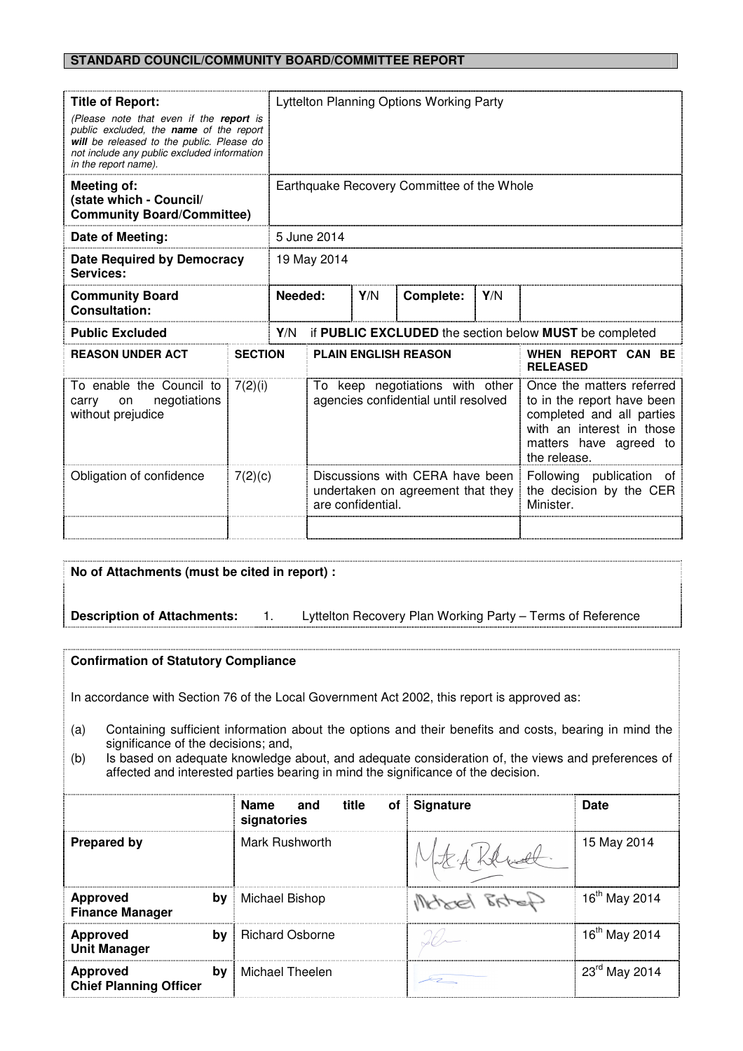**STANDARD COUNCIL/COMMUNITY BOARD/COMMITTEE REPORT**

| | |
|---|---|
| **Title of Report:** *(Please note that even if the **report** is public excluded, the **name** of the report **will** be released to the public. Please do not include any public excluded information in the report name).* | Lyttelton Planning Options Working Party |
| **Meeting of: (state which - Council/ Community Board/Committee)** | Earthquake Recovery Committee of the Whole |
| **Date of Meeting:** | 5 June 2014 |
| **Date Required by Democracy Services:** | 19 May 2014 |
| **Community Board Consultation:** | **Needed:** Y/N **Complete:** Y/N |
| **Public Excluded** | Y/N if **PUBLIC EXCLUDED** the section below **MUST** be completed |

| REASON UNDER ACT | SECTION | PLAIN ENGLISH REASON | WHEN REPORT CAN BE RELEASED |
|---|---|---|---|
| To enable the Council to carry on negotiations without prejudice | 7(2)(i) | To keep negotiations with other agencies confidential until resolved | Once the matters referred to in the report have been completed and all parties with an interest in those matters have agreed to the release. |
| Obligation of confidence | 7(2)(c) | Discussions with CERA have been undertaken on agreement that they are confidential. | Following publication of the decision by the CER Minister. |
| | | | |

**No of Attachments (must be cited in report) :**

**Description of Attachments:** 1. Lyttelton Recovery Plan Working Party – Terms of Reference

**Confirmation of Statutory Compliance**

In accordance with Section 76 of the Local Government Act 2002, this report is approved as:

(a) Containing sufficient information about the options and their benefits and costs, bearing in mind the significance of the decisions; and,

(b) Is based on adequate knowledge about, and adequate consideration of, the views and preferences of affected and interested parties bearing in mind the significance of the decision.

| | Name and title of signatories | Signature | Date |
|---|---|---|---|
| **Prepared by** | Mark Rushworth | | 15 May 2014 |
| **Approved by Finance Manager** | Michael Bishop | | 16th May 2014 |
| **Approved by Unit Manager** | Richard Osborne | | 16th May 2014 |
| **Approved by Chief Planning Officer** | Michael Theelen | | 23rd May 2014 |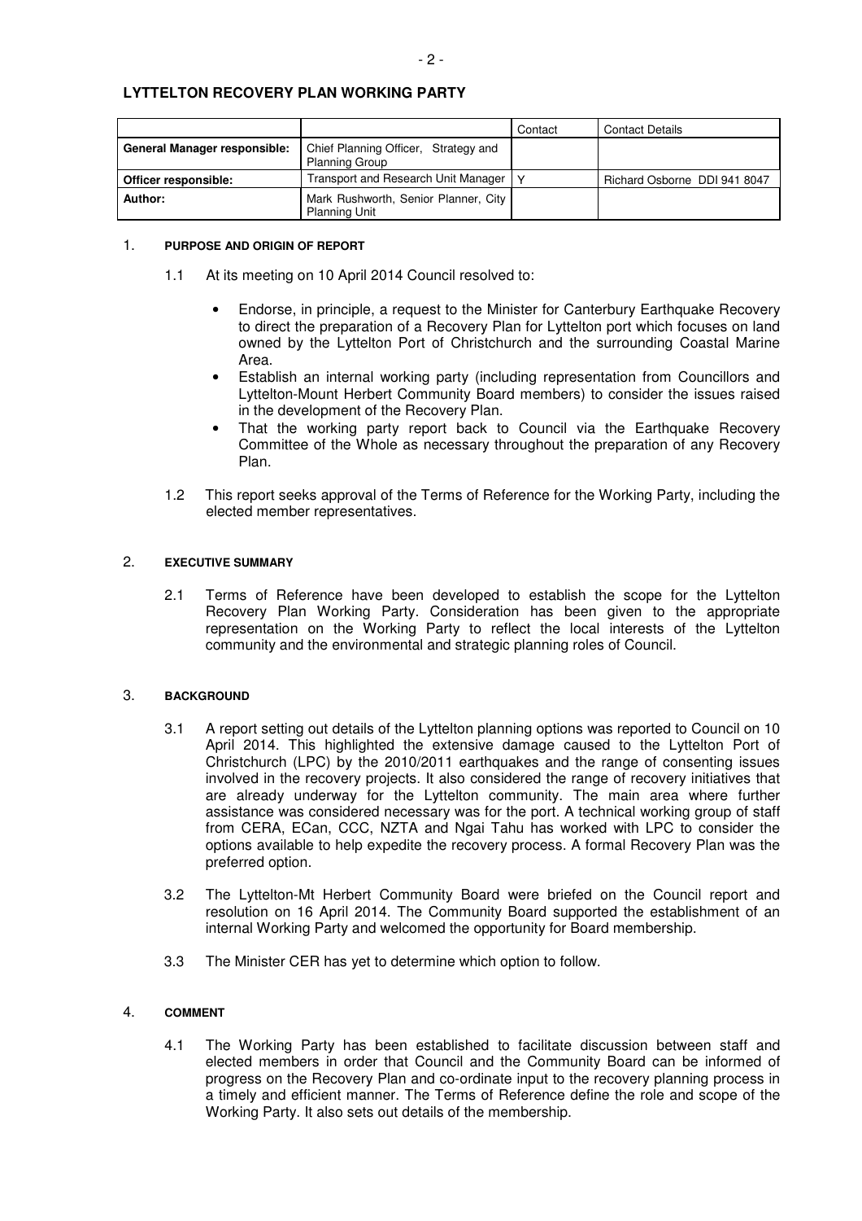## LYTTELTON RECOVERY PLAN WORKING PARTY

| | | Contact | Contact Details |
|---|---|---|---|
| **General Manager responsible:** | Chief Planning Officer, Strategy and Planning Group | | |
| **Officer responsible:** | Transport and Research Unit Manager | Y | Richard Osborne DDI 941 8047 |
| **Author:** | Mark Rushworth, Senior Planner, City Planning Unit | | |

### 1. PURPOSE AND ORIGIN OF REPORT

1.1 At its meeting on 10 April 2014 Council resolved to:

- Endorse, in principle, a request to the Minister for Canterbury Earthquake Recovery to direct the preparation of a Recovery Plan for Lyttelton port which focuses on land owned by the Lyttelton Port of Christchurch and the surrounding Coastal Marine Area.
- Establish an internal working party (including representation from Councillors and Lyttelton-Mount Herbert Community Board members) to consider the issues raised in the development of the Recovery Plan.
- That the working party report back to Council via the Earthquake Recovery Committee of the Whole as necessary throughout the preparation of any Recovery Plan.

1.2 This report seeks approval of the Terms of Reference for the Working Party, including the elected member representatives.

### 2. EXECUTIVE SUMMARY

2.1 Terms of Reference have been developed to establish the scope for the Lyttelton Recovery Plan Working Party. Consideration has been given to the appropriate representation on the Working Party to reflect the local interests of the Lyttelton community and the environmental and strategic planning roles of Council.

### 3. BACKGROUND

3.1 A report setting out details of the Lyttelton planning options was reported to Council on 10 April 2014. This highlighted the extensive damage caused to the Lyttelton Port of Christchurch (LPC) by the 2010/2011 earthquakes and the range of consenting issues involved in the recovery projects. It also considered the range of recovery initiatives that are already underway for the Lyttelton community. The main area where further assistance was considered necessary was for the port. A technical working group of staff from CERA, ECan, CCC, NZTA and Ngai Tahu has worked with LPC to consider the options available to help expedite the recovery process. A formal Recovery Plan was the preferred option.

3.2 The Lyttelton-Mt Herbert Community Board were briefed on the Council report and resolution on 16 April 2014. The Community Board supported the establishment of an internal Working Party and welcomed the opportunity for Board membership.

3.3 The Minister CER has yet to determine which option to follow.

### 4. COMMENT

4.1 The Working Party has been established to facilitate discussion between staff and elected members in order that Council and the Community Board can be informed of progress on the Recovery Plan and co-ordinate input to the recovery planning process in a timely and efficient manner. The Terms of Reference define the role and scope of the Working Party. It also sets out details of the membership.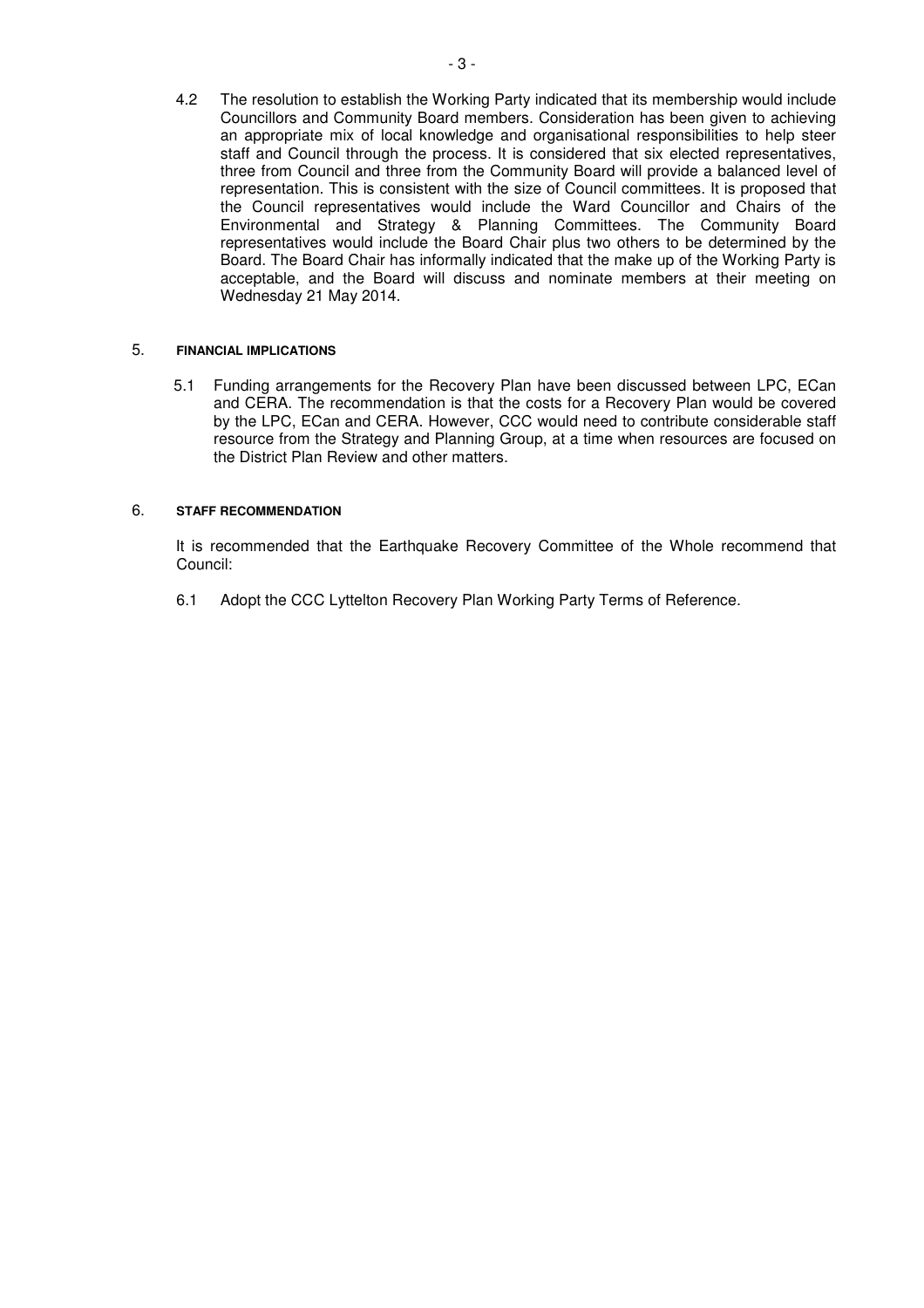4.2 The resolution to establish the Working Party indicated that its membership would include Councillors and Community Board members. Consideration has been given to achieving an appropriate mix of local knowledge and organisational responsibilities to help steer staff and Council through the process. It is considered that six elected representatives, three from Council and three from the Community Board will provide a balanced level of representation. This is consistent with the size of Council committees. It is proposed that the Council representatives would include the Ward Councillor and Chairs of the Environmental and Strategy & Planning Committees. The Community Board representatives would include the Board Chair plus two others to be determined by the Board. The Board Chair has informally indicated that the make up of the Working Party is acceptable, and the Board will discuss and nominate members at their meeting on Wednesday 21 May 2014.

## 5. FINANCIAL IMPLICATIONS

5.1 Funding arrangements for the Recovery Plan have been discussed between LPC, ECan and CERA. The recommendation is that the costs for a Recovery Plan would be covered by the LPC, ECan and CERA. However, CCC would need to contribute considerable staff resource from the Strategy and Planning Group, at a time when resources are focused on the District Plan Review and other matters.

## 6. STAFF RECOMMENDATION

It is recommended that the Earthquake Recovery Committee of the Whole recommend that Council:

6.1 Adopt the CCC Lyttelton Recovery Plan Working Party Terms of Reference.